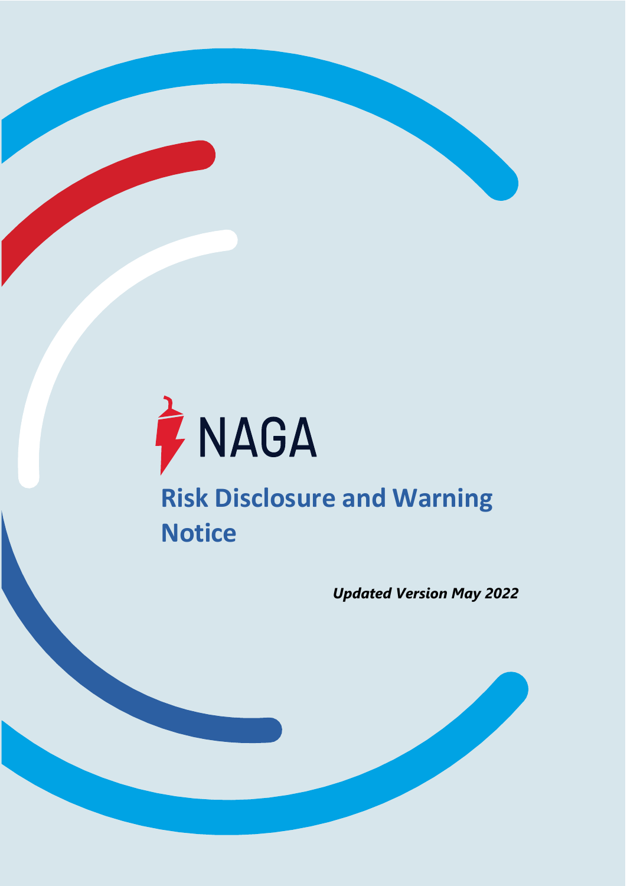NAGA

# Risk Disclosure and Warning Notice

***Updated Version May 2022***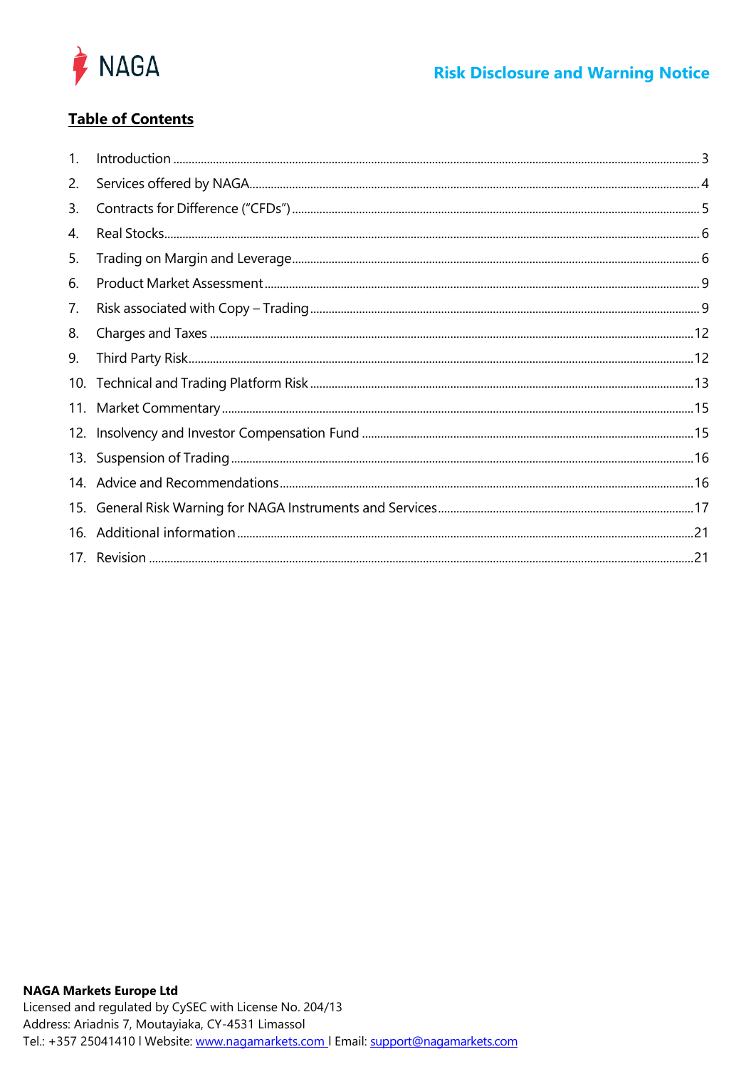## Table of Contents

1. Introduction ... 3
2. Services offered by NAGA ... 4
3. Contracts for Difference ("CFDs") ... 5
4. Real Stocks ... 6
5. Trading on Margin and Leverage ... 6
6. Product Market Assessment ... 9
7. Risk associated with Copy – Trading ... 9
8. Charges and Taxes ... 12
9. Third Party Risk ... 12
10. Technical and Trading Platform Risk ... 13
11. Market Commentary ... 15
12. Insolvency and Investor Compensation Fund ... 15
13. Suspension of Trading ... 16
14. Advice and Recommendations ... 16
15. General Risk Warning for NAGA Instruments and Services ... 17
16. Additional information ... 21
17. Revision ... 21

**NAGA Markets Europe Ltd**
Licensed and regulated by CySEC with License No. 204/13
Address: Ariadnis 7, Moutayiaka, CY-4531 Limassol
Tel.: +357 25041410 l Website: www.nagamarkets.com l Email: support@nagamarkets.com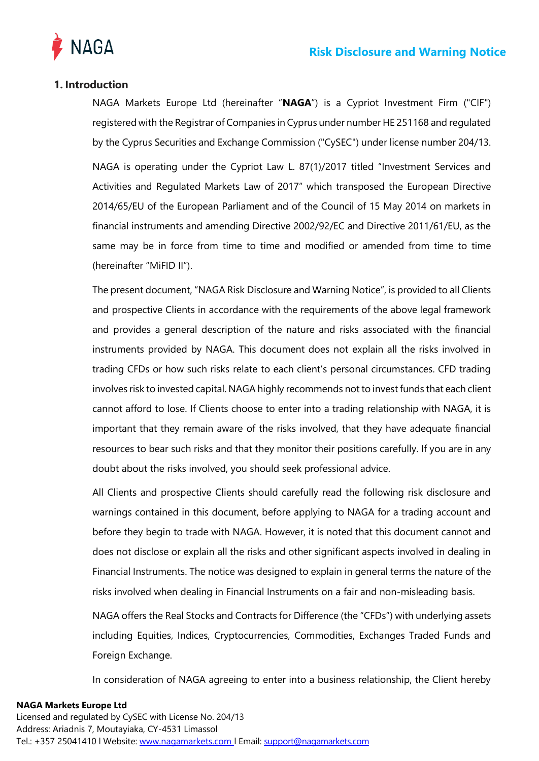## 1. Introduction

NAGA Markets Europe Ltd (hereinafter "**NAGA**") is a Cypriot Investment Firm ("CIF") registered with the Registrar of Companies in Cyprus under number HE 251168 and regulated by the Cyprus Securities and Exchange Commission ("CySEC") under license number 204/13.

NAGA is operating under the Cypriot Law L. 87(1)/2017 titled "Investment Services and Activities and Regulated Markets Law of 2017" which transposed the European Directive 2014/65/EU of the European Parliament and of the Council of 15 May 2014 on markets in financial instruments and amending Directive 2002/92/EC and Directive 2011/61/EU, as the same may be in force from time to time and modified or amended from time to time (hereinafter "MiFID II").

The present document, "NAGA Risk Disclosure and Warning Notice", is provided to all Clients and prospective Clients in accordance with the requirements of the above legal framework and provides a general description of the nature and risks associated with the financial instruments provided by NAGA. This document does not explain all the risks involved in trading CFDs or how such risks relate to each client's personal circumstances. CFD trading involves risk to invested capital. NAGA highly recommends not to invest funds that each client cannot afford to lose. If Clients choose to enter into a trading relationship with NAGA, it is important that they remain aware of the risks involved, that they have adequate financial resources to bear such risks and that they monitor their positions carefully. If you are in any doubt about the risks involved, you should seek professional advice.

All Clients and prospective Clients should carefully read the following risk disclosure and warnings contained in this document, before applying to NAGA for a trading account and before they begin to trade with NAGA. However, it is noted that this document cannot and does not disclose or explain all the risks and other significant aspects involved in dealing in Financial Instruments. The notice was designed to explain in general terms the nature of the risks involved when dealing in Financial Instruments on a fair and non-misleading basis.

NAGA offers the Real Stocks and Contracts for Difference (the "CFDs") with underlying assets including Equities, Indices, Cryptocurrencies, Commodities, Exchanges Traded Funds and Foreign Exchange.

In consideration of NAGA agreeing to enter into a business relationship, the Client hereby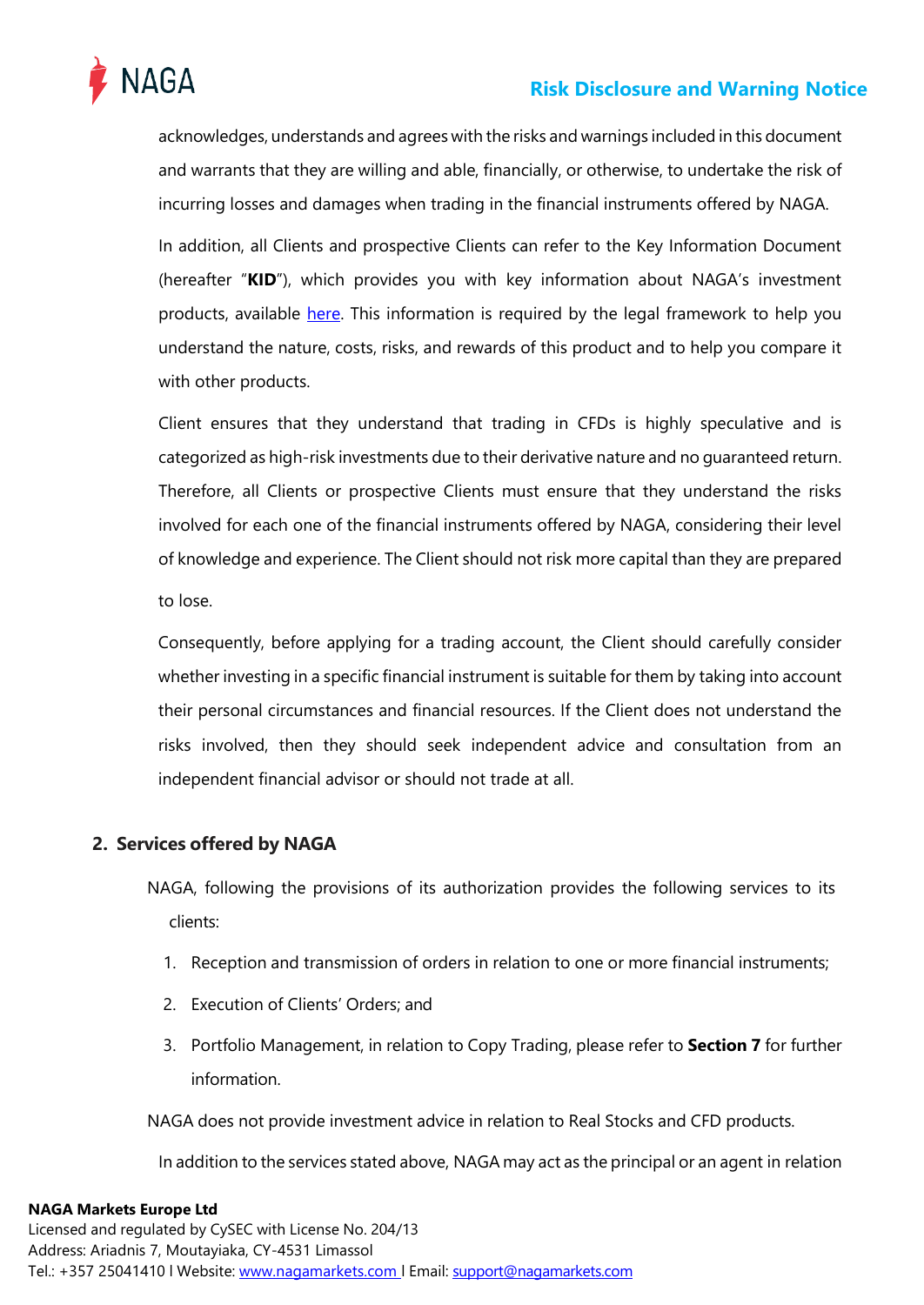acknowledges, understands and agrees with the risks and warnings included in this document and warrants that they are willing and able, financially, or otherwise, to undertake the risk of incurring losses and damages when trading in the financial instruments offered by NAGA.

In addition, all Clients and prospective Clients can refer to the Key Information Document (hereafter "**KID**"), which provides you with key information about NAGA's investment products, available here. This information is required by the legal framework to help you understand the nature, costs, risks, and rewards of this product and to help you compare it with other products.

Client ensures that they understand that trading in CFDs is highly speculative and is categorized as high-risk investments due to their derivative nature and no guaranteed return. Therefore, all Clients or prospective Clients must ensure that they understand the risks involved for each one of the financial instruments offered by NAGA, considering their level of knowledge and experience. The Client should not risk more capital than they are prepared to lose.

Consequently, before applying for a trading account, the Client should carefully consider whether investing in a specific financial instrument is suitable for them by taking into account their personal circumstances and financial resources. If the Client does not understand the risks involved, then they should seek independent advice and consultation from an independent financial advisor or should not trade at all.

## 2. Services offered by NAGA

NAGA, following the provisions of its authorization provides the following services to its clients:

1. Reception and transmission of orders in relation to one or more financial instruments;
2. Execution of Clients' Orders; and
3. Portfolio Management, in relation to Copy Trading, please refer to **Section 7** for further information.

NAGA does not provide investment advice in relation to Real Stocks and CFD products.

In addition to the services stated above, NAGA may act as the principal or an agent in relation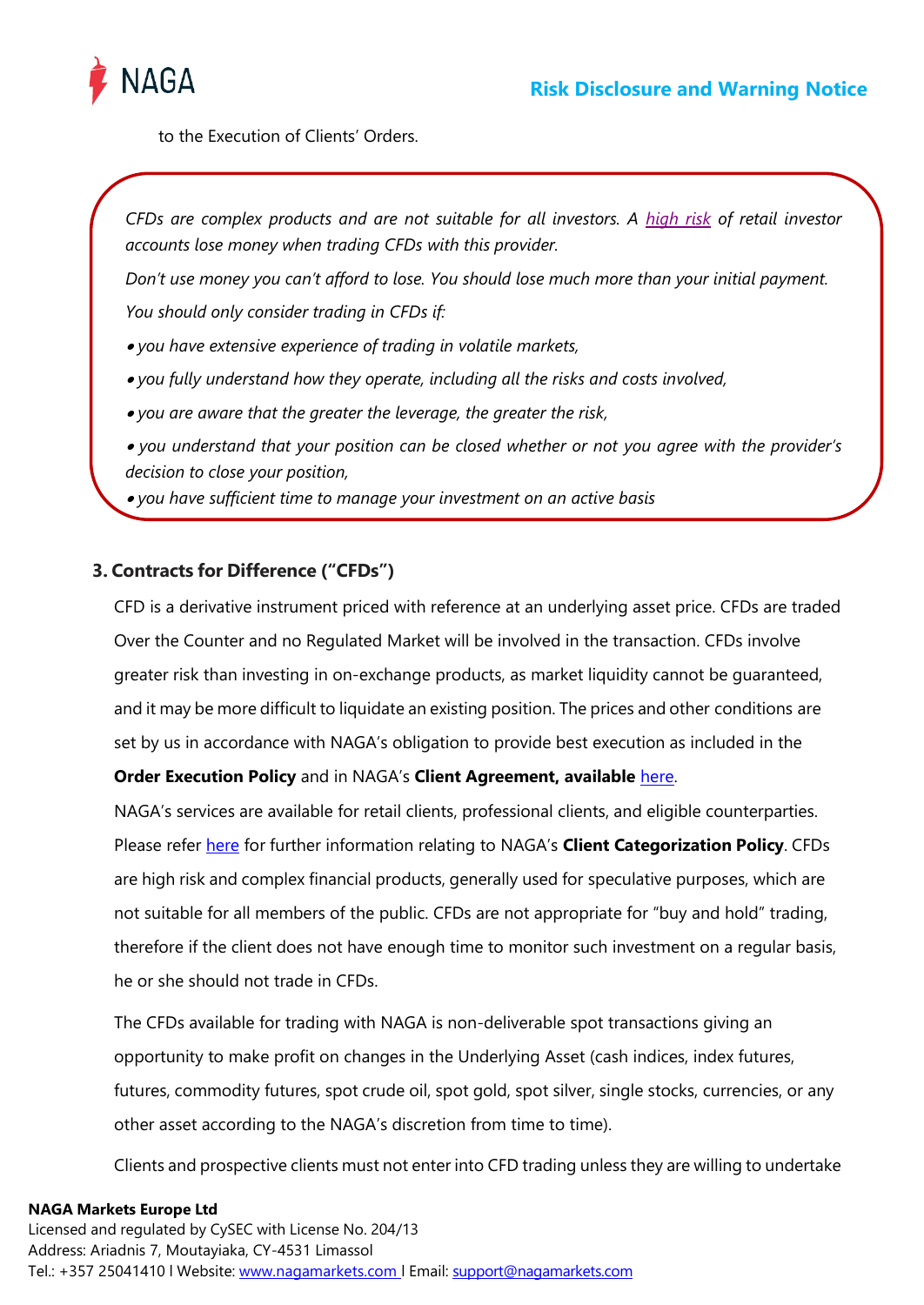to the Execution of Clients' Orders.

*CFDs are complex products and are not suitable for all investors. A high risk of retail investor accounts lose money when trading CFDs with this provider.*

*Don't use money you can't afford to lose. You should lose much more than your initial payment.*

*You should only consider trading in CFDs if:*

- *you have extensive experience of trading in volatile markets,*
- *you fully understand how they operate, including all the risks and costs involved,*
- *you are aware that the greater the leverage, the greater the risk,*
- *you understand that your position can be closed whether or not you agree with the provider's decision to close your position,*
- *you have sufficient time to manage your investment on an active basis*

## 3. Contracts for Difference ("CFDs")

CFD is a derivative instrument priced with reference at an underlying asset price. CFDs are traded Over the Counter and no Regulated Market will be involved in the transaction. CFDs involve greater risk than investing in on-exchange products, as market liquidity cannot be guaranteed, and it may be more difficult to liquidate an existing position. The prices and other conditions are set by us in accordance with NAGA's obligation to provide best execution as included in the **Order Execution Policy** and in NAGA's **Client Agreement, available** here.

NAGA's services are available for retail clients, professional clients, and eligible counterparties. Please refer here for further information relating to NAGA's **Client Categorization Policy**. CFDs are high risk and complex financial products, generally used for speculative purposes, which are not suitable for all members of the public. CFDs are not appropriate for "buy and hold" trading, therefore if the client does not have enough time to monitor such investment on a regular basis, he or she should not trade in CFDs.

The CFDs available for trading with NAGA is non-deliverable spot transactions giving an opportunity to make profit on changes in the Underlying Asset (cash indices, index futures, futures, commodity futures, spot crude oil, spot gold, spot silver, single stocks, currencies, or any other asset according to the NAGA's discretion from time to time).

Clients and prospective clients must not enter into CFD trading unless they are willing to undertake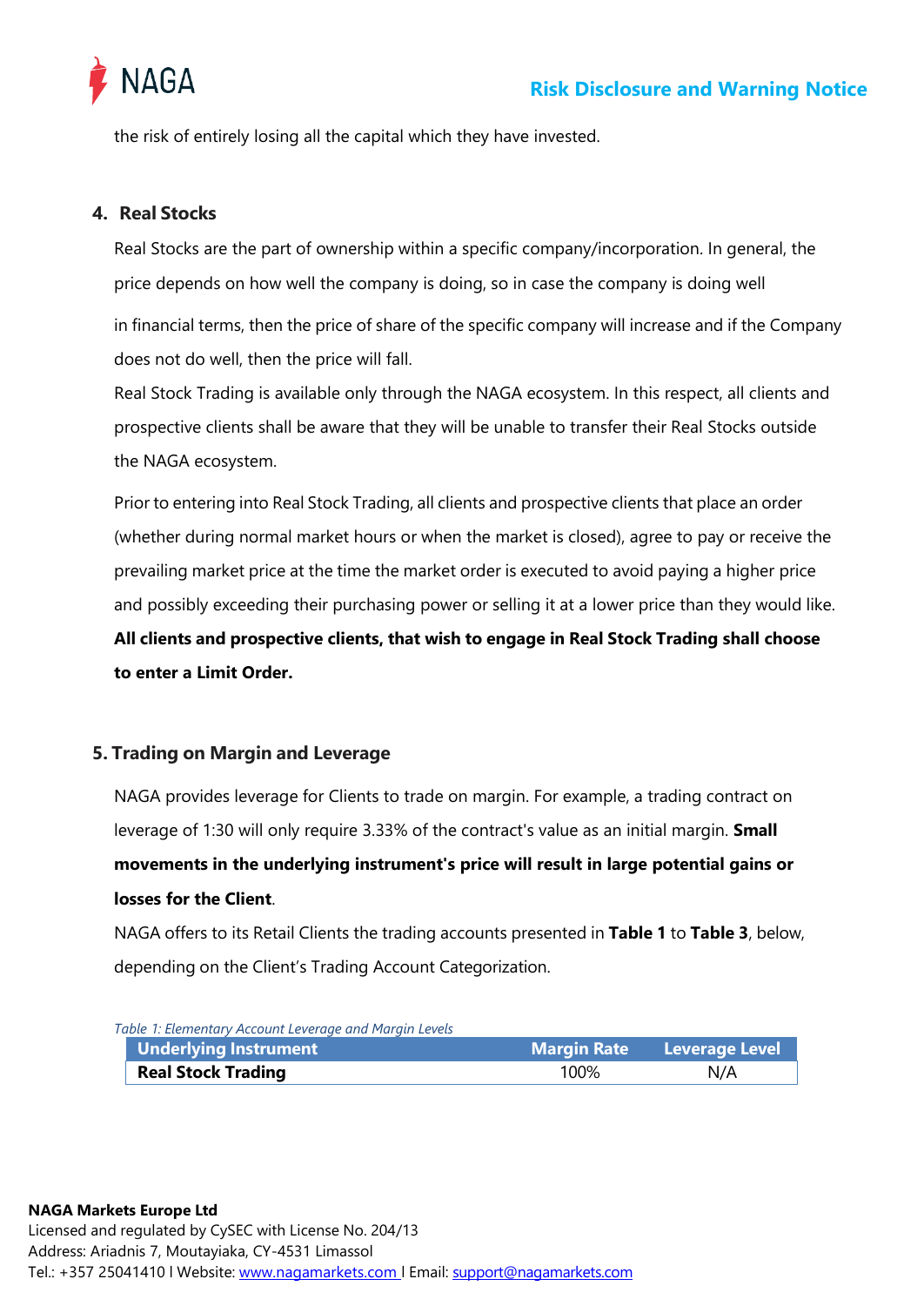the risk of entirely losing all the capital which they have invested.

## 4. Real Stocks

Real Stocks are the part of ownership within a specific company/incorporation. In general, the price depends on how well the company is doing, so in case the company is doing well

in financial terms, then the price of share of the specific company will increase and if the Company does not do well, then the price will fall.

Real Stock Trading is available only through the NAGA ecosystem. In this respect, all clients and prospective clients shall be aware that they will be unable to transfer their Real Stocks outside the NAGA ecosystem.

Prior to entering into Real Stock Trading, all clients and prospective clients that place an order (whether during normal market hours or when the market is closed), agree to pay or receive the prevailing market price at the time the market order is executed to avoid paying a higher price and possibly exceeding their purchasing power or selling it at a lower price than they would like. **All clients and prospective clients, that wish to engage in Real Stock Trading shall choose to enter a Limit Order.**

## 5. Trading on Margin and Leverage

NAGA provides leverage for Clients to trade on margin. For example, a trading contract on leverage of 1:30 will only require 3.33% of the contract's value as an initial margin. **Small movements in the underlying instrument's price will result in large potential gains or losses for the Client**.

NAGA offers to its Retail Clients the trading accounts presented in **Table 1** to **Table 3**, below, depending on the Client's Trading Account Categorization.

*Table 1: Elementary Account Leverage and Margin Levels*

| Underlying Instrument | Margin Rate | Leverage Level |
|---|---|---|
| **Real Stock Trading** | 100% | N/A |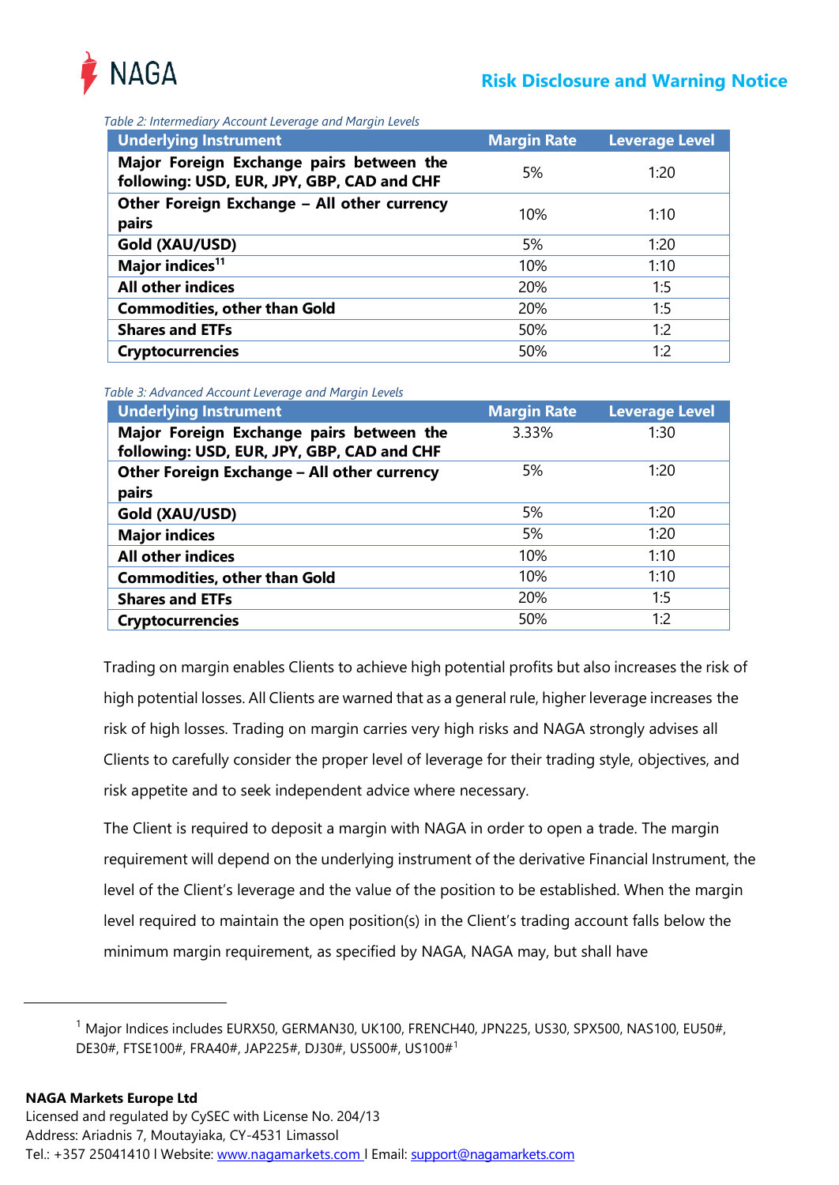*Table 2: Intermediary Account Leverage and Margin Levels*

| Underlying Instrument | Margin Rate | Leverage Level |
|---|---|---|
| **Major Foreign Exchange pairs between the following: USD, EUR, JPY, GBP, CAD and CHF** | 5% | 1:20 |
| **Other Foreign Exchange – All other currency pairs** | 10% | 1:10 |
| **Gold (XAU/USD)** | 5% | 1:20 |
| **Major indices**[11] | 10% | 1:10 |
| **All other indices** | 20% | 1:5 |
| **Commodities, other than Gold** | 20% | 1:5 |
| **Shares and ETFs** | 50% | 1:2 |
| **Cryptocurrencies** | 50% | 1:2 |

*Table 3: Advanced Account Leverage and Margin Levels*

| Underlying Instrument | Margin Rate | Leverage Level |
|---|---|---|
| **Major Foreign Exchange pairs between the following: USD, EUR, JPY, GBP, CAD and CHF** | 3.33% | 1:30 |
| **Other Foreign Exchange – All other currency pairs** | 5% | 1:20 |
| **Gold (XAU/USD)** | 5% | 1:20 |
| **Major indices** | 5% | 1:20 |
| **All other indices** | 10% | 1:10 |
| **Commodities, other than Gold** | 10% | 1:10 |
| **Shares and ETFs** | 20% | 1:5 |
| **Cryptocurrencies** | 50% | 1:2 |

Trading on margin enables Clients to achieve high potential profits but also increases the risk of high potential losses. All Clients are warned that as a general rule, higher leverage increases the risk of high losses. Trading on margin carries very high risks and NAGA strongly advises all Clients to carefully consider the proper level of leverage for their trading style, objectives, and risk appetite and to seek independent advice where necessary.

The Client is required to deposit a margin with NAGA in order to open a trade. The margin requirement will depend on the underlying instrument of the derivative Financial Instrument, the level of the Client's leverage and the value of the position to be established. When the margin level required to maintain the open position(s) in the Client's trading account falls below the minimum margin requirement, as specified by NAGA, NAGA may, but shall have

---

[1] Major Indices includes EURX50, GERMAN30, UK100, FRENCH40, JPN225, US30, SPX500, NAS100, EU50#, DE30#, FTSE100#, FRA40#, JAP225#, DJ30#, US500#, US100#[1]

**NAGA Markets Europe Ltd**
Licensed and regulated by CySEC with License No. 204/13
Address: Ariadnis 7, Moutayiaka, CY-4531 Limassol
Tel.: +357 25041410 l Website: www.nagamarkets.com l Email: support@nagamarkets.com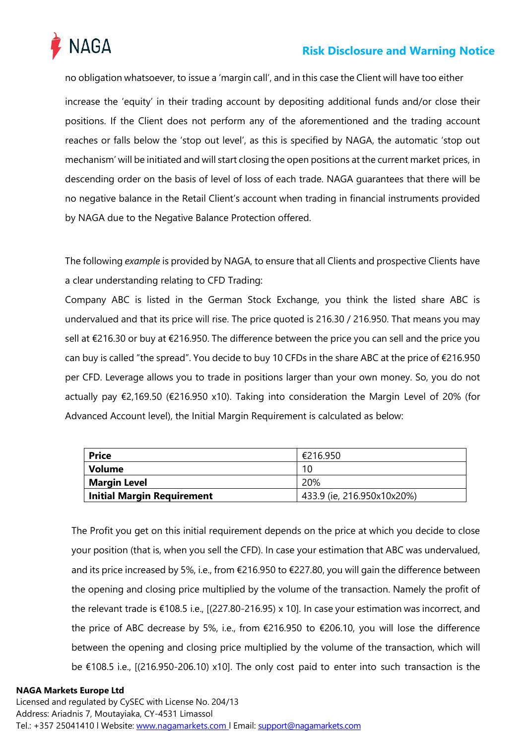no obligation whatsoever, to issue a 'margin call', and in this case the Client will have too either

increase the 'equity' in their trading account by depositing additional funds and/or close their positions. If the Client does not perform any of the aforementioned and the trading account reaches or falls below the 'stop out level', as this is specified by NAGA, the automatic 'stop out mechanism' will be initiated and will start closing the open positions at the current market prices, in descending order on the basis of level of loss of each trade. NAGA guarantees that there will be no negative balance in the Retail Client's account when trading in financial instruments provided by NAGA due to the Negative Balance Protection offered.

The following *example* is provided by NAGA, to ensure that all Clients and prospective Clients have a clear understanding relating to CFD Trading:

Company ABC is listed in the German Stock Exchange, you think the listed share ABC is undervalued and that its price will rise. The price quoted is 216.30 / 216.950. That means you may sell at €216.30 or buy at €216.950. The difference between the price you can sell and the price you can buy is called "the spread". You decide to buy 10 CFDs in the share ABC at the price of €216.950 per CFD. Leverage allows you to trade in positions larger than your own money. So, you do not actually pay €2,169.50 (€216.950 x10). Taking into consideration the Margin Level of 20% (for Advanced Account level), the Initial Margin Requirement is calculated as below:

| **Price** | €216.950 |
|---|---|
| **Volume** | 10 |
| **Margin Level** | 20% |
| **Initial Margin Requirement** | 433.9 (ie, 216.950x10x20%) |

The Profit you get on this initial requirement depends on the price at which you decide to close your position (that is, when you sell the CFD). In case your estimation that ABC was undervalued, and its price increased by 5%, i.e., from €216.950 to €227.80, you will gain the difference between the opening and closing price multiplied by the volume of the transaction. Namely the profit of the relevant trade is €108.5 i.e., [(227.80-216.95) x 10]. In case your estimation was incorrect, and the price of ABC decrease by 5%, i.e., from €216.950 to €206.10, you will lose the difference between the opening and closing price multiplied by the volume of the transaction, which will be €108.5 i.e., [(216.950-206.10) x10]. The only cost paid to enter into such transaction is the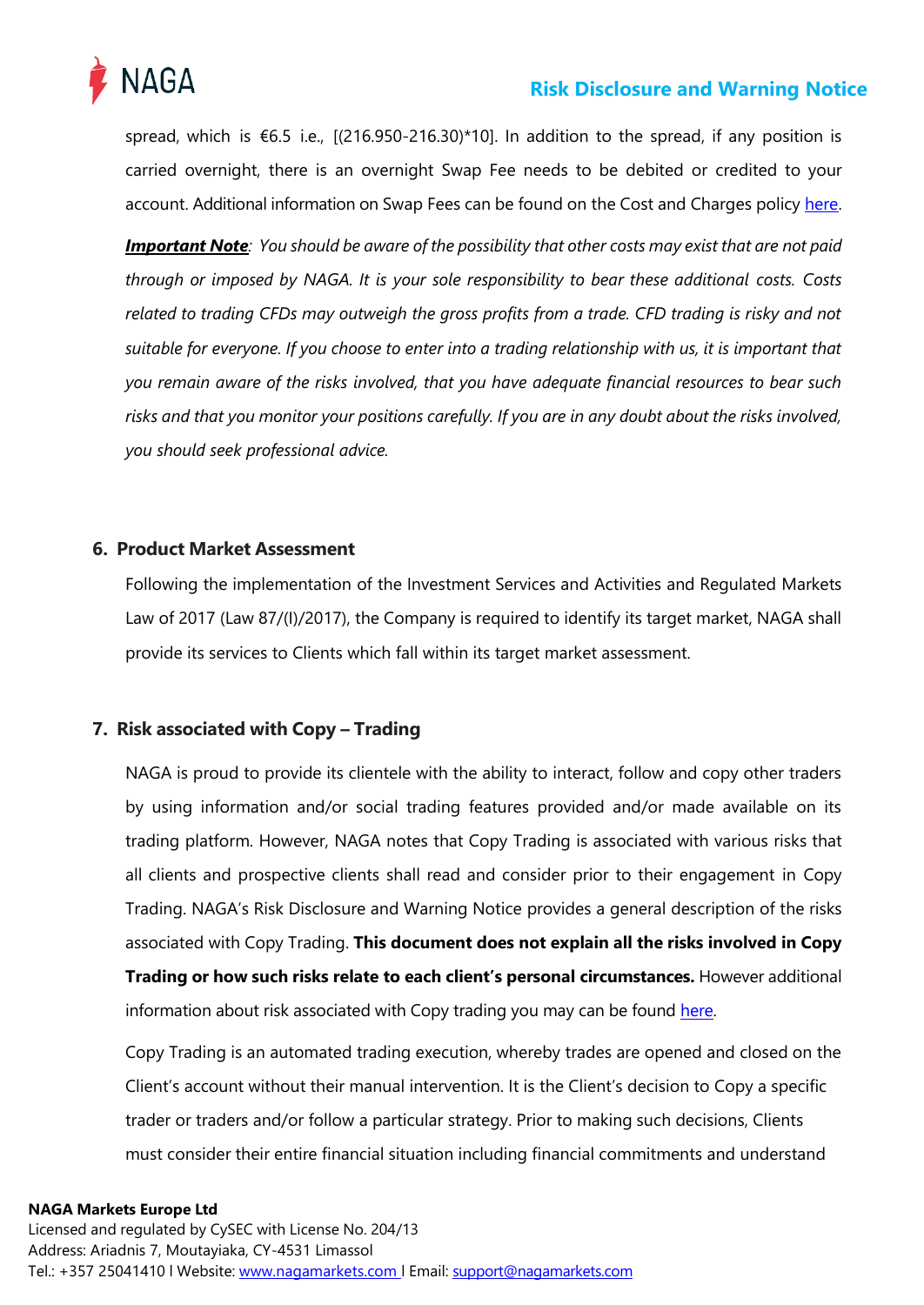spread, which is €6.5 i.e., [(216.950-216.30)*10]. In addition to the spread, if any position is carried overnight, there is an overnight Swap Fee needs to be debited or credited to your account. Additional information on Swap Fees can be found on the Cost and Charges policy here.

***Important Note***: *You should be aware of the possibility that other costs may exist that are not paid through or imposed by NAGA. It is your sole responsibility to bear these additional costs. Costs related to trading CFDs may outweigh the gross profits from a trade. CFD trading is risky and not suitable for everyone. If you choose to enter into a trading relationship with us, it is important that you remain aware of the risks involved, that you have adequate financial resources to bear such risks and that you monitor your positions carefully. If you are in any doubt about the risks involved, you should seek professional advice.*

## 6. Product Market Assessment

Following the implementation of the Investment Services and Activities and Regulated Markets Law of 2017 (Law 87/(I)/2017), the Company is required to identify its target market, NAGA shall provide its services to Clients which fall within its target market assessment.

## 7. Risk associated with Copy – Trading

NAGA is proud to provide its clientele with the ability to interact, follow and copy other traders by using information and/or social trading features provided and/or made available on its trading platform. However, NAGA notes that Copy Trading is associated with various risks that all clients and prospective clients shall read and consider prior to their engagement in Copy Trading. NAGA's Risk Disclosure and Warning Notice provides a general description of the risks associated with Copy Trading. **This document does not explain all the risks involved in Copy Trading or how such risks relate to each client's personal circumstances.** However additional information about risk associated with Copy trading you may can be found here.

Copy Trading is an automated trading execution, whereby trades are opened and closed on the Client's account without their manual intervention. It is the Client's decision to Copy a specific trader or traders and/or follow a particular strategy. Prior to making such decisions, Clients must consider their entire financial situation including financial commitments and understand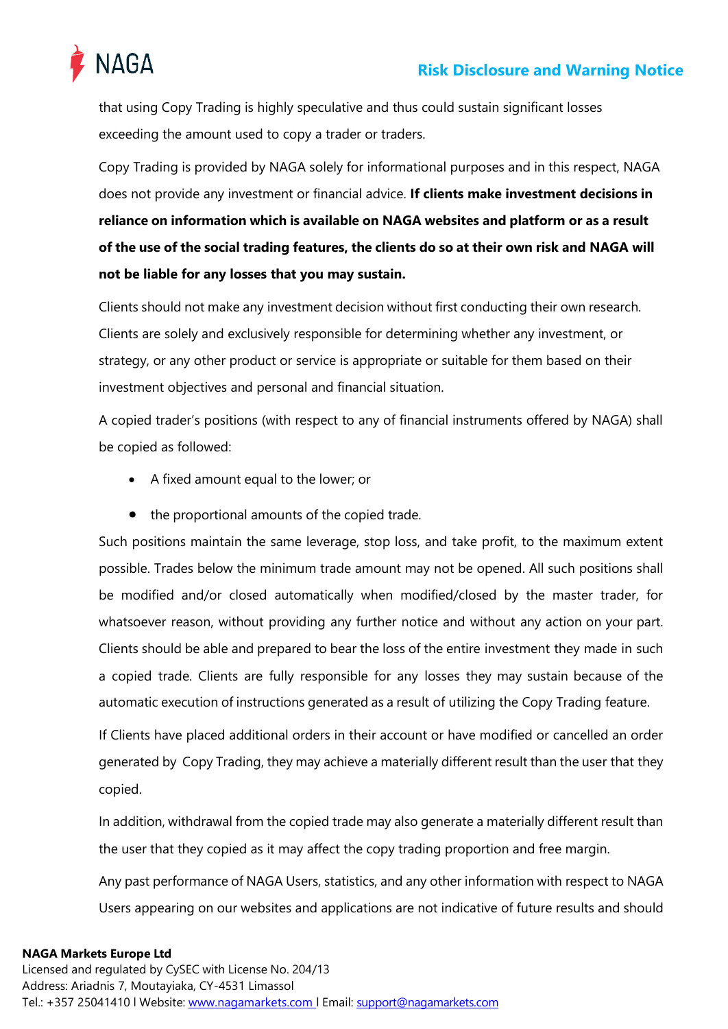that using Copy Trading is highly speculative and thus could sustain significant losses exceeding the amount used to copy a trader or traders.

Copy Trading is provided by NAGA solely for informational purposes and in this respect, NAGA does not provide any investment or financial advice. **If clients make investment decisions in reliance on information which is available on NAGA websites and platform or as a result of the use of the social trading features, the clients do so at their own risk and NAGA will not be liable for any losses that you may sustain.**

Clients should not make any investment decision without first conducting their own research. Clients are solely and exclusively responsible for determining whether any investment, or strategy, or any other product or service is appropriate or suitable for them based on their investment objectives and personal and financial situation.

A copied trader's positions (with respect to any of financial instruments offered by NAGA) shall be copied as followed:

- A fixed amount equal to the lower; or
- the proportional amounts of the copied trade.

Such positions maintain the same leverage, stop loss, and take profit, to the maximum extent possible. Trades below the minimum trade amount may not be opened. All such positions shall be modified and/or closed automatically when modified/closed by the master trader, for whatsoever reason, without providing any further notice and without any action on your part. Clients should be able and prepared to bear the loss of the entire investment they made in such a copied trade. Clients are fully responsible for any losses they may sustain because of the automatic execution of instructions generated as a result of utilizing the Copy Trading feature.

If Clients have placed additional orders in their account or have modified or cancelled an order generated by Copy Trading, they may achieve a materially different result than the user that they copied.

In addition, withdrawal from the copied trade may also generate a materially different result than the user that they copied as it may affect the copy trading proportion and free margin.

Any past performance of NAGA Users, statistics, and any other information with respect to NAGA Users appearing on our websites and applications are not indicative of future results and should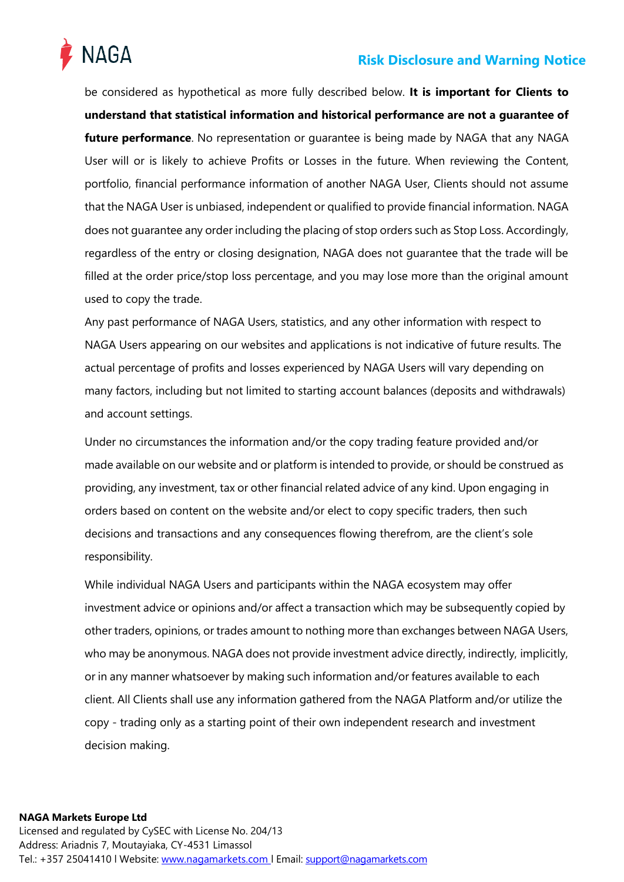be considered as hypothetical as more fully described below. **It is important for Clients to understand that statistical information and historical performance are not a guarantee of future performance**. No representation or guarantee is being made by NAGA that any NAGA User will or is likely to achieve Profits or Losses in the future. When reviewing the Content, portfolio, financial performance information of another NAGA User, Clients should not assume that the NAGA User is unbiased, independent or qualified to provide financial information. NAGA does not guarantee any order including the placing of stop orders such as Stop Loss. Accordingly, regardless of the entry or closing designation, NAGA does not guarantee that the trade will be filled at the order price/stop loss percentage, and you may lose more than the original amount used to copy the trade.

Any past performance of NAGA Users, statistics, and any other information with respect to NAGA Users appearing on our websites and applications is not indicative of future results. The actual percentage of profits and losses experienced by NAGA Users will vary depending on many factors, including but not limited to starting account balances (deposits and withdrawals) and account settings.

Under no circumstances the information and/or the copy trading feature provided and/or made available on our website and or platform is intended to provide, or should be construed as providing, any investment, tax or other financial related advice of any kind. Upon engaging in orders based on content on the website and/or elect to copy specific traders, then such decisions and transactions and any consequences flowing therefrom, are the client's sole responsibility.

While individual NAGA Users and participants within the NAGA ecosystem may offer investment advice or opinions and/or affect a transaction which may be subsequently copied by other traders, opinions, or trades amount to nothing more than exchanges between NAGA Users, who may be anonymous. NAGA does not provide investment advice directly, indirectly, implicitly, or in any manner whatsoever by making such information and/or features available to each client. All Clients shall use any information gathered from the NAGA Platform and/or utilize the copy - trading only as a starting point of their own independent research and investment decision making.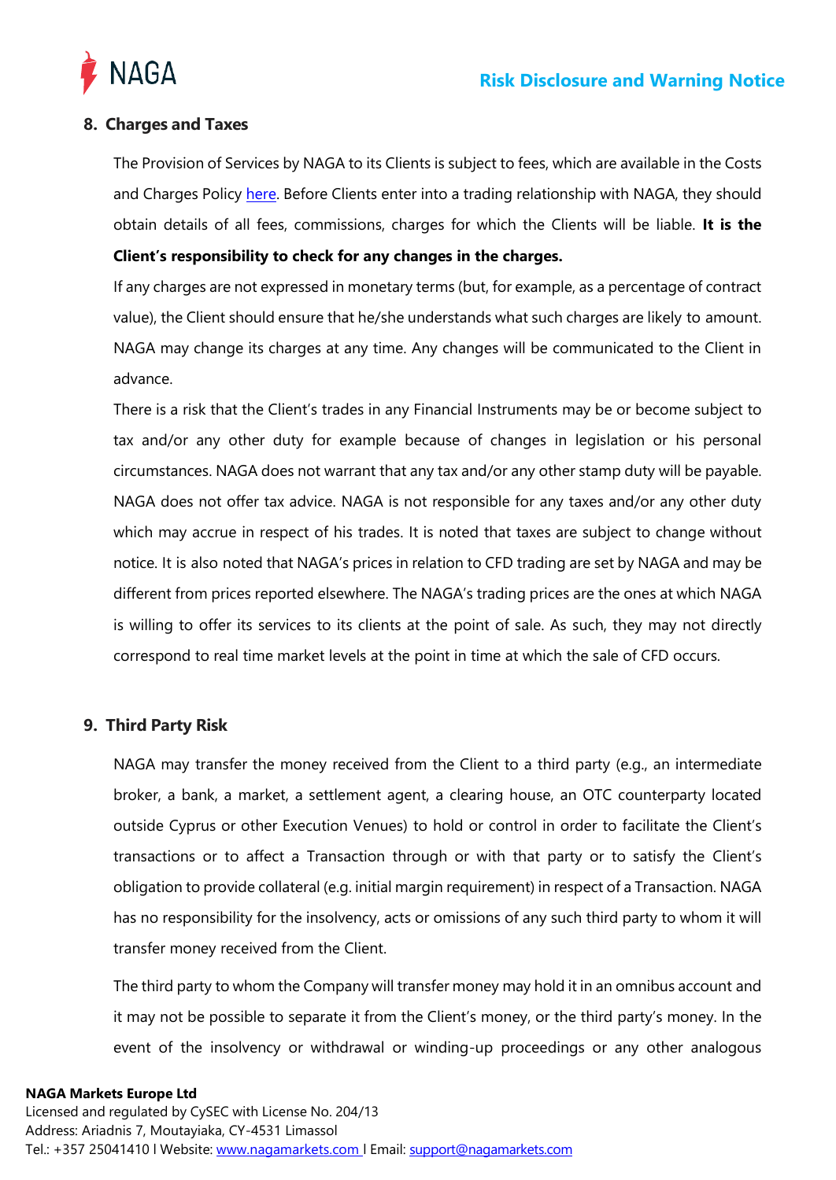## 8. Charges and Taxes

The Provision of Services by NAGA to its Clients is subject to fees, which are available in the Costs and Charges Policy here. Before Clients enter into a trading relationship with NAGA, they should obtain details of all fees, commissions, charges for which the Clients will be liable. **It is the Client's responsibility to check for any changes in the charges.**

If any charges are not expressed in monetary terms (but, for example, as a percentage of contract value), the Client should ensure that he/she understands what such charges are likely to amount. NAGA may change its charges at any time. Any changes will be communicated to the Client in advance.

There is a risk that the Client's trades in any Financial Instruments may be or become subject to tax and/or any other duty for example because of changes in legislation or his personal circumstances. NAGA does not warrant that any tax and/or any other stamp duty will be payable. NAGA does not offer tax advice. NAGA is not responsible for any taxes and/or any other duty which may accrue in respect of his trades. It is noted that taxes are subject to change without notice. It is also noted that NAGA's prices in relation to CFD trading are set by NAGA and may be different from prices reported elsewhere. The NAGA's trading prices are the ones at which NAGA is willing to offer its services to its clients at the point of sale. As such, they may not directly correspond to real time market levels at the point in time at which the sale of CFD occurs.

## 9. Third Party Risk

NAGA may transfer the money received from the Client to a third party (e.g., an intermediate broker, a bank, a market, a settlement agent, a clearing house, an OTC counterparty located outside Cyprus or other Execution Venues) to hold or control in order to facilitate the Client's transactions or to affect a Transaction through or with that party or to satisfy the Client's obligation to provide collateral (e.g. initial margin requirement) in respect of a Transaction. NAGA has no responsibility for the insolvency, acts or omissions of any such third party to whom it will transfer money received from the Client.

The third party to whom the Company will transfer money may hold it in an omnibus account and it may not be possible to separate it from the Client's money, or the third party's money. In the event of the insolvency or withdrawal or winding-up proceedings or any other analogous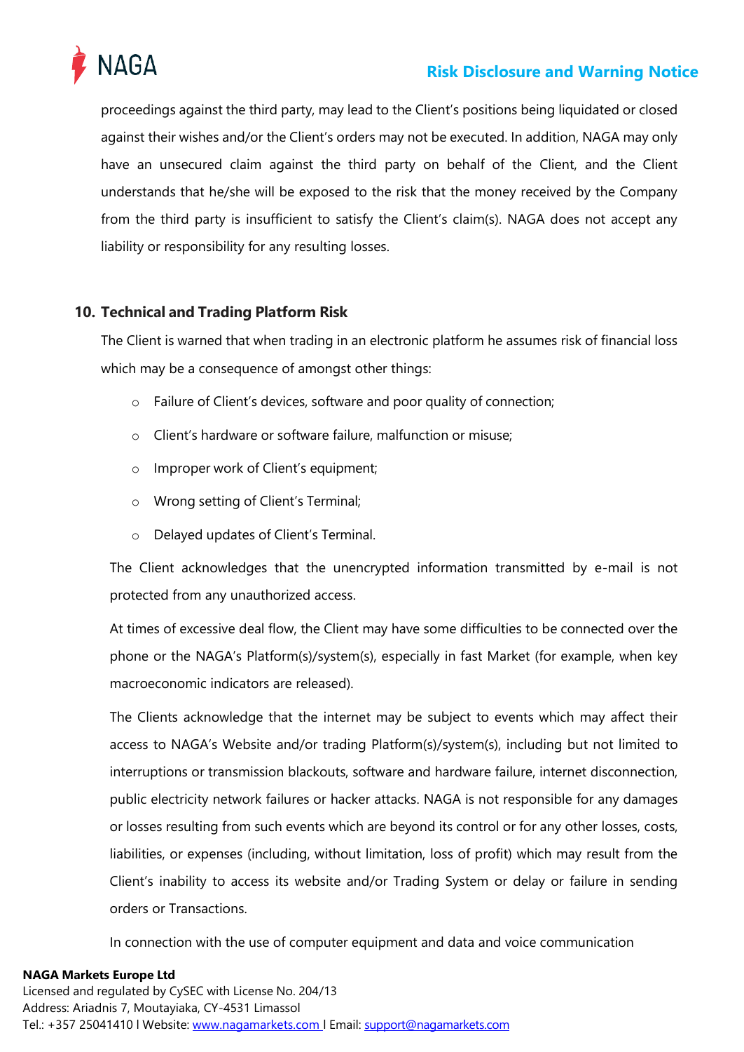proceedings against the third party, may lead to the Client's positions being liquidated or closed against their wishes and/or the Client's orders may not be executed. In addition, NAGA may only have an unsecured claim against the third party on behalf of the Client, and the Client understands that he/she will be exposed to the risk that the money received by the Company from the third party is insufficient to satisfy the Client's claim(s). NAGA does not accept any liability or responsibility for any resulting losses.

## 10. Technical and Trading Platform Risk

The Client is warned that when trading in an electronic platform he assumes risk of financial loss which may be a consequence of amongst other things:

- Failure of Client's devices, software and poor quality of connection;
- Client's hardware or software failure, malfunction or misuse;
- Improper work of Client's equipment;
- Wrong setting of Client's Terminal;
- Delayed updates of Client's Terminal.

The Client acknowledges that the unencrypted information transmitted by e-mail is not protected from any unauthorized access.

At times of excessive deal flow, the Client may have some difficulties to be connected over the phone or the NAGA's Platform(s)/system(s), especially in fast Market (for example, when key macroeconomic indicators are released).

The Clients acknowledge that the internet may be subject to events which may affect their access to NAGA's Website and/or trading Platform(s)/system(s), including but not limited to interruptions or transmission blackouts, software and hardware failure, internet disconnection, public electricity network failures or hacker attacks. NAGA is not responsible for any damages or losses resulting from such events which are beyond its control or for any other losses, costs, liabilities, or expenses (including, without limitation, loss of profit) which may result from the Client's inability to access its website and/or Trading System or delay or failure in sending orders or Transactions.

In connection with the use of computer equipment and data and voice communication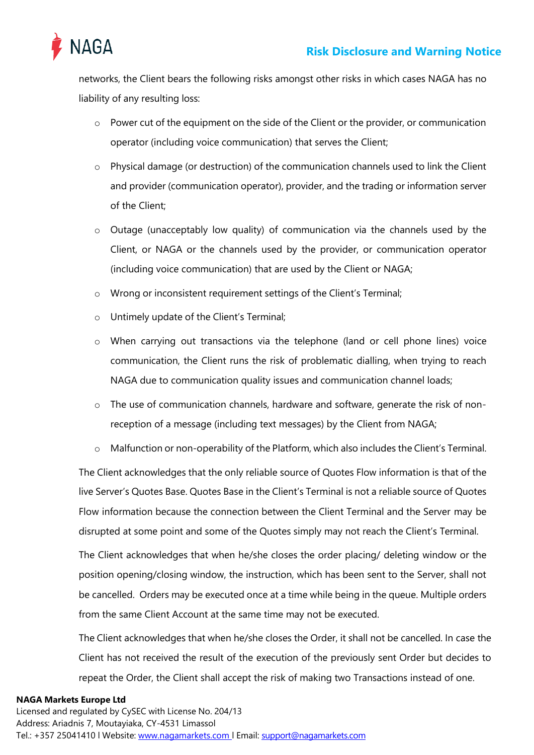networks, the Client bears the following risks amongst other risks in which cases NAGA has no liability of any resulting loss:

- Power cut of the equipment on the side of the Client or the provider, or communication operator (including voice communication) that serves the Client;
- Physical damage (or destruction) of the communication channels used to link the Client and provider (communication operator), provider, and the trading or information server of the Client;
- Outage (unacceptably low quality) of communication via the channels used by the Client, or NAGA or the channels used by the provider, or communication operator (including voice communication) that are used by the Client or NAGA;
- Wrong or inconsistent requirement settings of the Client's Terminal;
- Untimely update of the Client's Terminal;
- When carrying out transactions via the telephone (land or cell phone lines) voice communication, the Client runs the risk of problematic dialling, when trying to reach NAGA due to communication quality issues and communication channel loads;
- The use of communication channels, hardware and software, generate the risk of non-reception of a message (including text messages) by the Client from NAGA;
- Malfunction or non-operability of the Platform, which also includes the Client's Terminal.

The Client acknowledges that the only reliable source of Quotes Flow information is that of the live Server's Quotes Base. Quotes Base in the Client's Terminal is not a reliable source of Quotes Flow information because the connection between the Client Terminal and the Server may be disrupted at some point and some of the Quotes simply may not reach the Client's Terminal.

The Client acknowledges that when he/she closes the order placing/ deleting window or the position opening/closing window, the instruction, which has been sent to the Server, shall not be cancelled. Orders may be executed once at a time while being in the queue. Multiple orders from the same Client Account at the same time may not be executed.

The Client acknowledges that when he/she closes the Order, it shall not be cancelled. In case the Client has not received the result of the execution of the previously sent Order but decides to repeat the Order, the Client shall accept the risk of making two Transactions instead of one.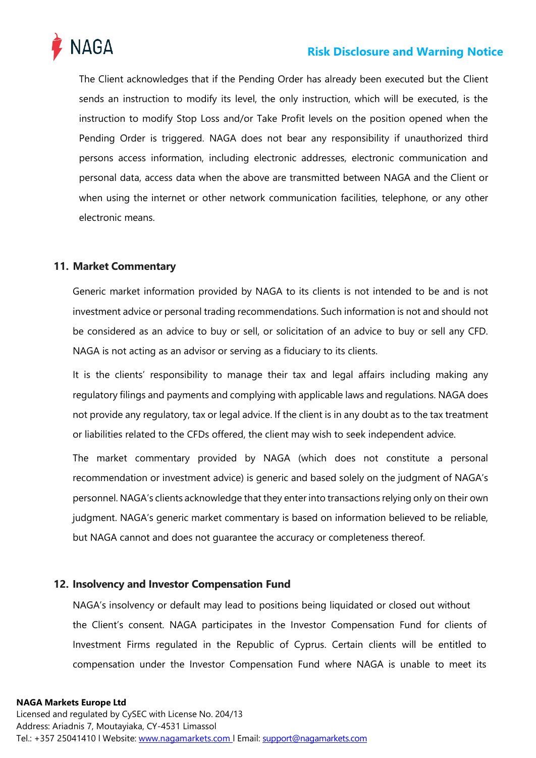The Client acknowledges that if the Pending Order has already been executed but the Client sends an instruction to modify its level, the only instruction, which will be executed, is the instruction to modify Stop Loss and/or Take Profit levels on the position opened when the Pending Order is triggered. NAGA does not bear any responsibility if unauthorized third persons access information, including electronic addresses, electronic communication and personal data, access data when the above are transmitted between NAGA and the Client or when using the internet or other network communication facilities, telephone, or any other electronic means.

## 11. Market Commentary

Generic market information provided by NAGA to its clients is not intended to be and is not investment advice or personal trading recommendations. Such information is not and should not be considered as an advice to buy or sell, or solicitation of an advice to buy or sell any CFD. NAGA is not acting as an advisor or serving as a fiduciary to its clients.

It is the clients' responsibility to manage their tax and legal affairs including making any regulatory filings and payments and complying with applicable laws and regulations. NAGA does not provide any regulatory, tax or legal advice. If the client is in any doubt as to the tax treatment or liabilities related to the CFDs offered, the client may wish to seek independent advice.

The market commentary provided by NAGA (which does not constitute a personal recommendation or investment advice) is generic and based solely on the judgment of NAGA's personnel. NAGA's clients acknowledge that they enter into transactions relying only on their own judgment. NAGA's generic market commentary is based on information believed to be reliable, but NAGA cannot and does not guarantee the accuracy or completeness thereof.

## 12. Insolvency and Investor Compensation Fund

NAGA's insolvency or default may lead to positions being liquidated or closed out without the Client's consent. NAGA participates in the Investor Compensation Fund for clients of Investment Firms regulated in the Republic of Cyprus. Certain clients will be entitled to compensation under the Investor Compensation Fund where NAGA is unable to meet its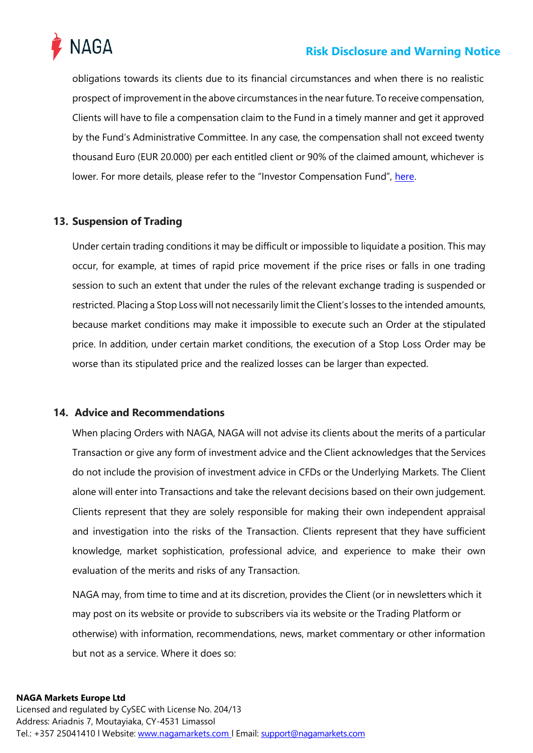obligations towards its clients due to its financial circumstances and when there is no realistic prospect of improvement in the above circumstances in the near future. To receive compensation, Clients will have to file a compensation claim to the Fund in a timely manner and get it approved by the Fund's Administrative Committee. In any case, the compensation shall not exceed twenty thousand Euro (EUR 20.000) per each entitled client or 90% of the claimed amount, whichever is lower. For more details, please refer to the "Investor Compensation Fund", here.

## 13. Suspension of Trading

Under certain trading conditions it may be difficult or impossible to liquidate a position. This may occur, for example, at times of rapid price movement if the price rises or falls in one trading session to such an extent that under the rules of the relevant exchange trading is suspended or restricted. Placing a Stop Loss will not necessarily limit the Client's losses to the intended amounts, because market conditions may make it impossible to execute such an Order at the stipulated price. In addition, under certain market conditions, the execution of a Stop Loss Order may be worse than its stipulated price and the realized losses can be larger than expected.

## 14. Advice and Recommendations

When placing Orders with NAGA, NAGA will not advise its clients about the merits of a particular Transaction or give any form of investment advice and the Client acknowledges that the Services do not include the provision of investment advice in CFDs or the Underlying Markets. The Client alone will enter into Transactions and take the relevant decisions based on their own judgement. Clients represent that they are solely responsible for making their own independent appraisal and investigation into the risks of the Transaction. Clients represent that they have sufficient knowledge, market sophistication, professional advice, and experience to make their own evaluation of the merits and risks of any Transaction.

NAGA may, from time to time and at its discretion, provides the Client (or in newsletters which it may post on its website or provide to subscribers via its website or the Trading Platform or otherwise) with information, recommendations, news, market commentary or other information but not as a service. Where it does so: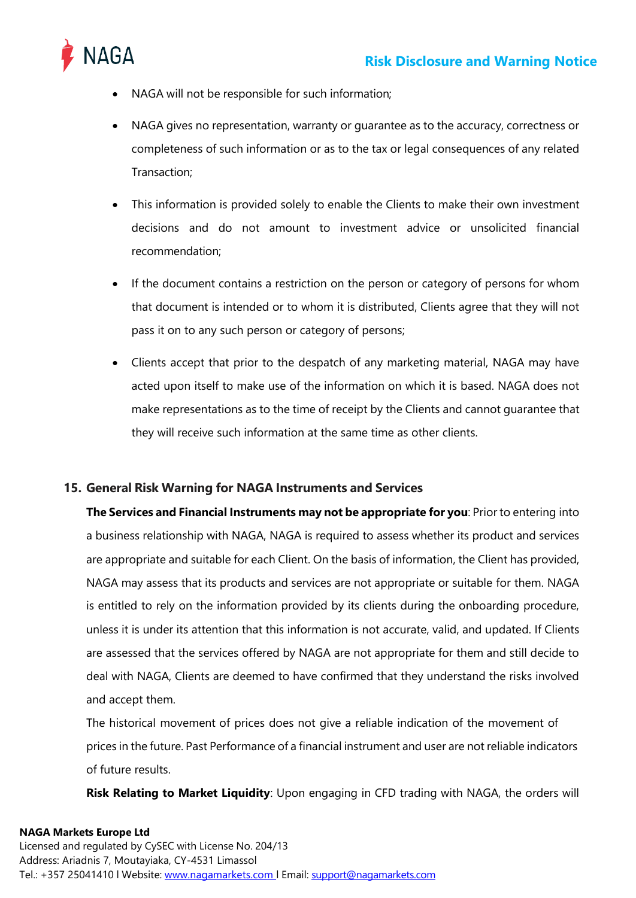- NAGA will not be responsible for such information;
- NAGA gives no representation, warranty or guarantee as to the accuracy, correctness or completeness of such information or as to the tax or legal consequences of any related Transaction;
- This information is provided solely to enable the Clients to make their own investment decisions and do not amount to investment advice or unsolicited financial recommendation;
- If the document contains a restriction on the person or category of persons for whom that document is intended or to whom it is distributed, Clients agree that they will not pass it on to any such person or category of persons;
- Clients accept that prior to the despatch of any marketing material, NAGA may have acted upon itself to make use of the information on which it is based. NAGA does not make representations as to the time of receipt by the Clients and cannot guarantee that they will receive such information at the same time as other clients.

## 15. General Risk Warning for NAGA Instruments and Services

**The Services and Financial Instruments may not be appropriate for you**: Prior to entering into a business relationship with NAGA, NAGA is required to assess whether its product and services are appropriate and suitable for each Client. On the basis of information, the Client has provided, NAGA may assess that its products and services are not appropriate or suitable for them. NAGA is entitled to rely on the information provided by its clients during the onboarding procedure, unless it is under its attention that this information is not accurate, valid, and updated. If Clients are assessed that the services offered by NAGA are not appropriate for them and still decide to deal with NAGA, Clients are deemed to have confirmed that they understand the risks involved and accept them.

The historical movement of prices does not give a reliable indication of the movement of prices in the future. Past Performance of a financial instrument and user are not reliable indicators of future results.

**Risk Relating to Market Liquidity**: Upon engaging in CFD trading with NAGA, the orders will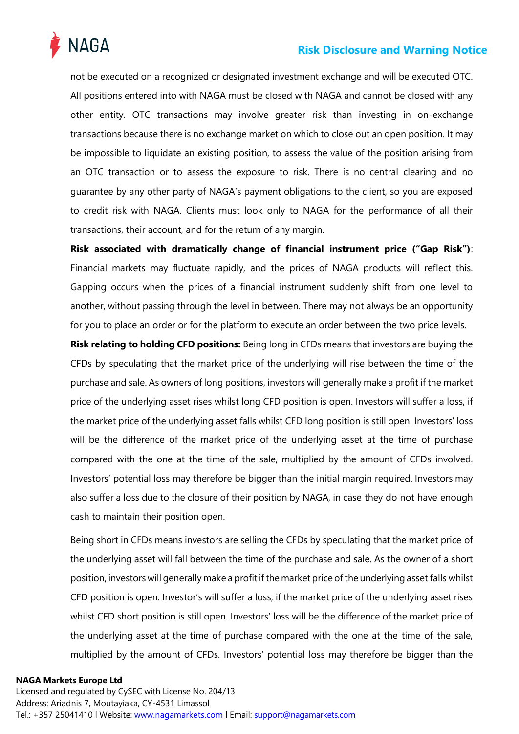not be executed on a recognized or designated investment exchange and will be executed OTC. All positions entered into with NAGA must be closed with NAGA and cannot be closed with any other entity. OTC transactions may involve greater risk than investing in on-exchange transactions because there is no exchange market on which to close out an open position. It may be impossible to liquidate an existing position, to assess the value of the position arising from an OTC transaction or to assess the exposure to risk. There is no central clearing and no guarantee by any other party of NAGA's payment obligations to the client, so you are exposed to credit risk with NAGA. Clients must look only to NAGA for the performance of all their transactions, their account, and for the return of any margin.

**Risk associated with dramatically change of financial instrument price ("Gap Risk")**: Financial markets may fluctuate rapidly, and the prices of NAGA products will reflect this. Gapping occurs when the prices of a financial instrument suddenly shift from one level to another, without passing through the level in between. There may not always be an opportunity for you to place an order or for the platform to execute an order between the two price levels.

**Risk relating to holding CFD positions:** Being long in CFDs means that investors are buying the CFDs by speculating that the market price of the underlying will rise between the time of the purchase and sale. As owners of long positions, investors will generally make a profit if the market price of the underlying asset rises whilst long CFD position is open. Investors will suffer a loss, if the market price of the underlying asset falls whilst CFD long position is still open. Investors' loss will be the difference of the market price of the underlying asset at the time of purchase compared with the one at the time of the sale, multiplied by the amount of CFDs involved. Investors' potential loss may therefore be bigger than the initial margin required. Investors may also suffer a loss due to the closure of their position by NAGA, in case they do not have enough cash to maintain their position open.

Being short in CFDs means investors are selling the CFDs by speculating that the market price of the underlying asset will fall between the time of the purchase and sale. As the owner of a short position, investors will generally make a profit if the market price of the underlying asset falls whilst CFD position is open. Investor's will suffer a loss, if the market price of the underlying asset rises whilst CFD short position is still open. Investors' loss will be the difference of the market price of the underlying asset at the time of purchase compared with the one at the time of the sale, multiplied by the amount of CFDs. Investors' potential loss may therefore be bigger than the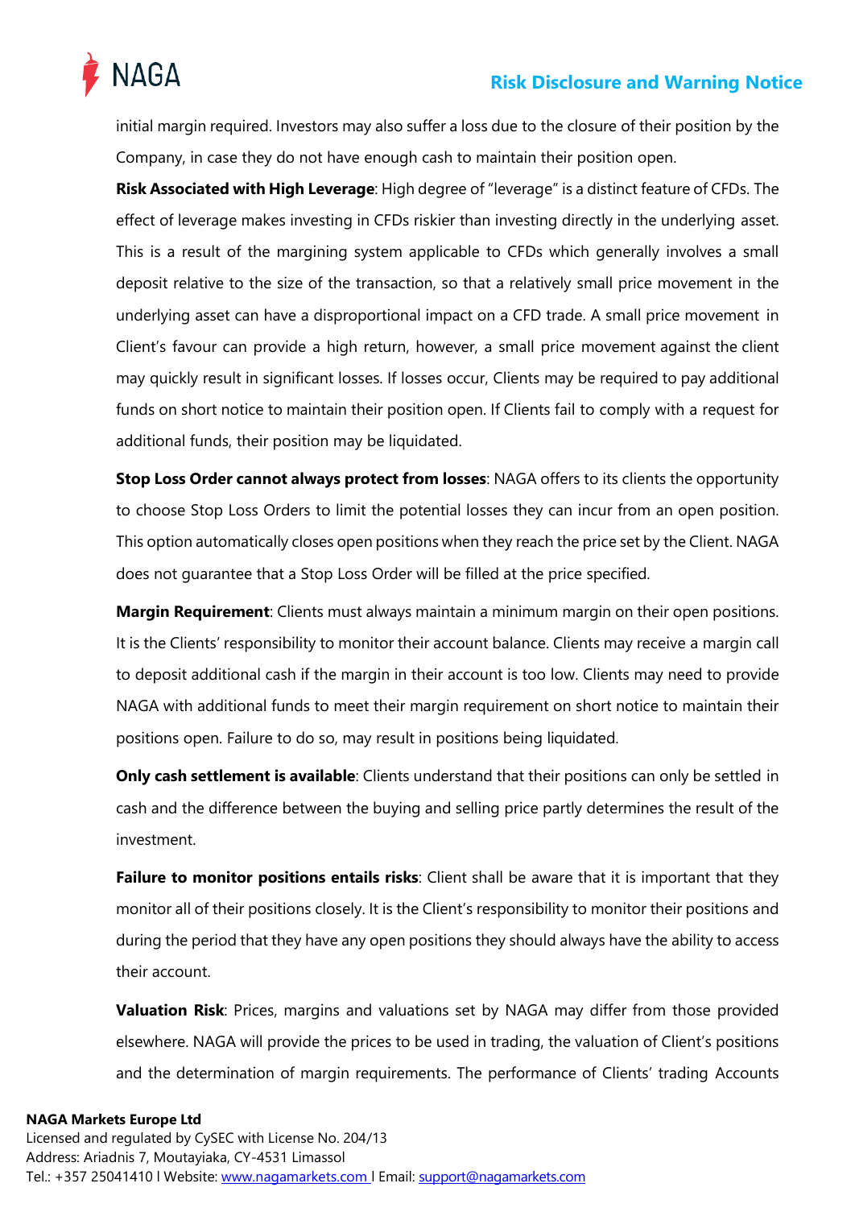initial margin required. Investors may also suffer a loss due to the closure of their position by the Company, in case they do not have enough cash to maintain their position open.

**Risk Associated with High Leverage**: High degree of "leverage" is a distinct feature of CFDs. The effect of leverage makes investing in CFDs riskier than investing directly in the underlying asset. This is a result of the margining system applicable to CFDs which generally involves a small deposit relative to the size of the transaction, so that a relatively small price movement in the underlying asset can have a disproportional impact on a CFD trade. A small price movement in Client's favour can provide a high return, however, a small price movement against the client may quickly result in significant losses. If losses occur, Clients may be required to pay additional funds on short notice to maintain their position open. If Clients fail to comply with a request for additional funds, their position may be liquidated.

**Stop Loss Order cannot always protect from losses**: NAGA offers to its clients the opportunity to choose Stop Loss Orders to limit the potential losses they can incur from an open position. This option automatically closes open positions when they reach the price set by the Client. NAGA does not guarantee that a Stop Loss Order will be filled at the price specified.

**Margin Requirement**: Clients must always maintain a minimum margin on their open positions. It is the Clients' responsibility to monitor their account balance. Clients may receive a margin call to deposit additional cash if the margin in their account is too low. Clients may need to provide NAGA with additional funds to meet their margin requirement on short notice to maintain their positions open. Failure to do so, may result in positions being liquidated.

**Only cash settlement is available**: Clients understand that their positions can only be settled in cash and the difference between the buying and selling price partly determines the result of the investment.

**Failure to monitor positions entails risks**: Client shall be aware that it is important that they monitor all of their positions closely. It is the Client's responsibility to monitor their positions and during the period that they have any open positions they should always have the ability to access their account.

**Valuation Risk**: Prices, margins and valuations set by NAGA may differ from those provided elsewhere. NAGA will provide the prices to be used in trading, the valuation of Client's positions and the determination of margin requirements. The performance of Clients' trading Accounts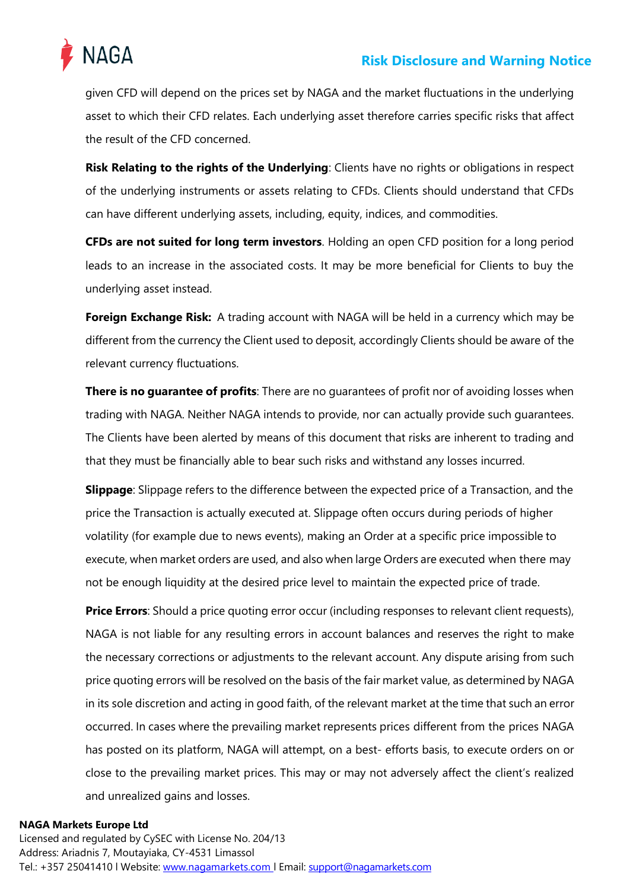given CFD will depend on the prices set by NAGA and the market fluctuations in the underlying asset to which their CFD relates. Each underlying asset therefore carries specific risks that affect the result of the CFD concerned.

**Risk Relating to the rights of the Underlying**: Clients have no rights or obligations in respect of the underlying instruments or assets relating to CFDs. Clients should understand that CFDs can have different underlying assets, including, equity, indices, and commodities.

**CFDs are not suited for long term investors**. Holding an open CFD position for a long period leads to an increase in the associated costs. It may be more beneficial for Clients to buy the underlying asset instead.

**Foreign Exchange Risk:** A trading account with NAGA will be held in a currency which may be different from the currency the Client used to deposit, accordingly Clients should be aware of the relevant currency fluctuations.

**There is no guarantee of profits**: There are no guarantees of profit nor of avoiding losses when trading with NAGA. Neither NAGA intends to provide, nor can actually provide such guarantees. The Clients have been alerted by means of this document that risks are inherent to trading and that they must be financially able to bear such risks and withstand any losses incurred.

**Slippage**: Slippage refers to the difference between the expected price of a Transaction, and the price the Transaction is actually executed at. Slippage often occurs during periods of higher volatility (for example due to news events), making an Order at a specific price impossible to execute, when market orders are used, and also when large Orders are executed when there may not be enough liquidity at the desired price level to maintain the expected price of trade.

**Price Errors**: Should a price quoting error occur (including responses to relevant client requests), NAGA is not liable for any resulting errors in account balances and reserves the right to make the necessary corrections or adjustments to the relevant account. Any dispute arising from such price quoting errors will be resolved on the basis of the fair market value, as determined by NAGA in its sole discretion and acting in good faith, of the relevant market at the time that such an error occurred. In cases where the prevailing market represents prices different from the prices NAGA has posted on its platform, NAGA will attempt, on a best- efforts basis, to execute orders on or close to the prevailing market prices. This may or may not adversely affect the client's realized and unrealized gains and losses.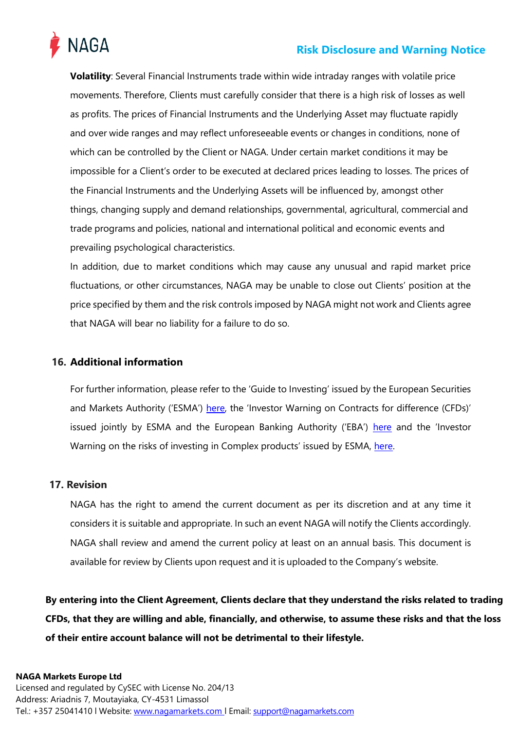**Volatility**: Several Financial Instruments trade within wide intraday ranges with volatile price movements. Therefore, Clients must carefully consider that there is a high risk of losses as well as profits. The prices of Financial Instruments and the Underlying Asset may fluctuate rapidly and over wide ranges and may reflect unforeseeable events or changes in conditions, none of which can be controlled by the Client or NAGA. Under certain market conditions it may be impossible for a Client's order to be executed at declared prices leading to losses. The prices of the Financial Instruments and the Underlying Assets will be influenced by, amongst other things, changing supply and demand relationships, governmental, agricultural, commercial and trade programs and policies, national and international political and economic events and prevailing psychological characteristics.

In addition, due to market conditions which may cause any unusual and rapid market price fluctuations, or other circumstances, NAGA may be unable to close out Clients' position at the price specified by them and the risk controls imposed by NAGA might not work and Clients agree that NAGA will bear no liability for a failure to do so.

## 16. Additional information

For further information, please refer to the 'Guide to Investing' issued by the European Securities and Markets Authority ('ESMA') here, the 'Investor Warning on Contracts for difference (CFDs)' issued jointly by ESMA and the European Banking Authority ('EBA') here and the 'Investor Warning on the risks of investing in Complex products' issued by ESMA, here.

## 17. Revision

NAGA has the right to amend the current document as per its discretion and at any time it considers it is suitable and appropriate. In such an event NAGA will notify the Clients accordingly. NAGA shall review and amend the current policy at least on an annual basis. This document is available for review by Clients upon request and it is uploaded to the Company's website.

**By entering into the Client Agreement, Clients declare that they understand the risks related to trading CFDs, that they are willing and able, financially, and otherwise, to assume these risks and that the loss of their entire account balance will not be detrimental to their lifestyle.**